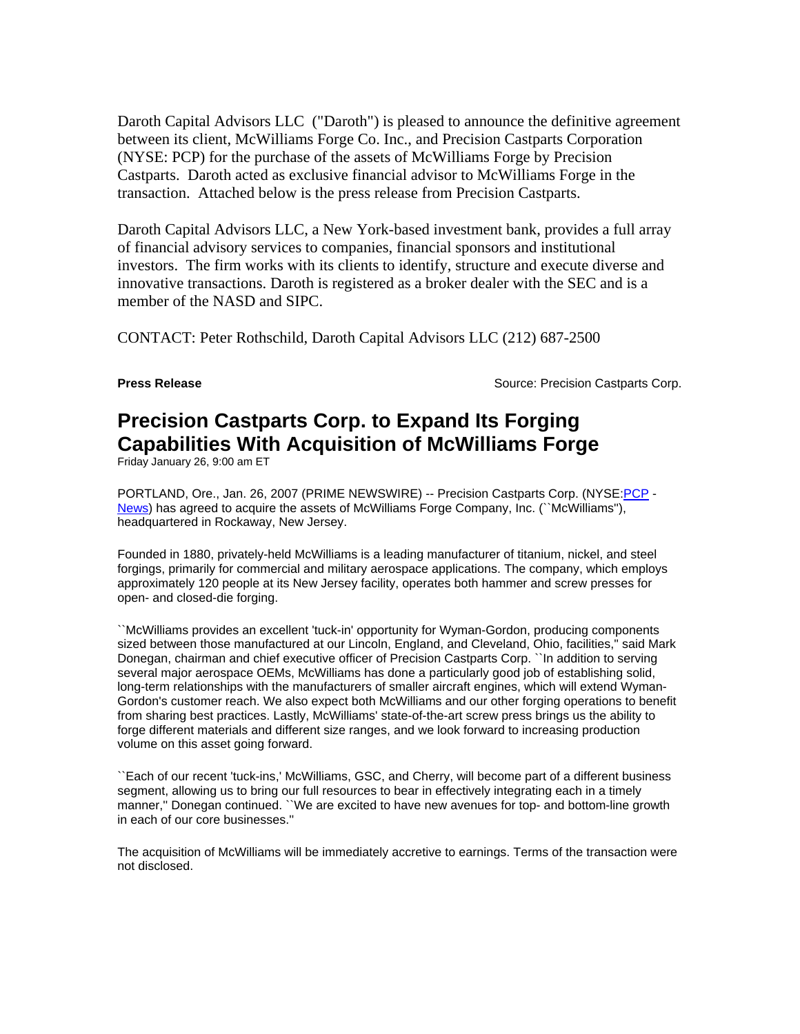Daroth Capital Advisors LLC ("Daroth") is pleased to announce the definitive agreement between its client, McWilliams Forge Co. Inc., and Precision Castparts Corporation (NYSE: PCP) for the purchase of the assets of McWilliams Forge by Precision Castparts. Daroth acted as exclusive financial advisor to McWilliams Forge in the transaction. Attached below is the press release from Precision Castparts.

Daroth Capital Advisors LLC, a New York-based investment bank, provides a full array of financial advisory services to companies, financial sponsors and institutional investors. The firm works with its clients to identify, structure and execute diverse and innovative transactions. Daroth is registered as a broker dealer with the SEC and is a member of the NASD and SIPC.

CONTACT: Peter Rothschild, Daroth Capital Advisors LLC (212) 687-2500

**Press Release** Source: Precision Castparts Corp.

# Precision Castparts Corp. to Expand Its Forging Capabilities With Acquisition of McWilliams Forge

Friday January 26, 9:00 am ET

PORTLAND, Ore., Jan. 26, 2007 (PRIME NEWSWIRE) -- Precision Castparts Corp. (NYSE:PCP - News) has agreed to acquire the assets of McWilliams Forge Company, Inc. (``McWilliams''), headquartered in Rockaway, New Jersey.

Founded in 1880, privately-held McWilliams is a leading manufacturer of titanium, nickel, and steel forgings, primarily for commercial and military aerospace applications. The company, which employs approximately 120 people at its New Jersey facility, operates both hammer and screw presses for open- and closed-die forging.

``McWilliams provides an excellent 'tuck-in' opportunity for Wyman-Gordon, producing components sized between those manufactured at our Lincoln, England, and Cleveland, Ohio, facilities,'' said Mark Donegan, chairman and chief executive officer of Precision Castparts Corp. ``In addition to serving several major aerospace OEMs, McWilliams has done a particularly good job of establishing solid, long-term relationships with the manufacturers of smaller aircraft engines, which will extend Wyman-Gordon's customer reach. We also expect both McWilliams and our other forging operations to benefit from sharing best practices. Lastly, McWilliams' state-of-the-art screw press brings us the ability to forge different materials and different size ranges, and we look forward to increasing production volume on this asset going forward.

``Each of our recent 'tuck-ins,' McWilliams, GSC, and Cherry, will become part of a different business segment, allowing us to bring our full resources to bear in effectively integrating each in a timely manner,'' Donegan continued. ``We are excited to have new avenues for top- and bottom-line growth in each of our core businesses.''

The acquisition of McWilliams will be immediately accretive to earnings. Terms of the transaction were not disclosed.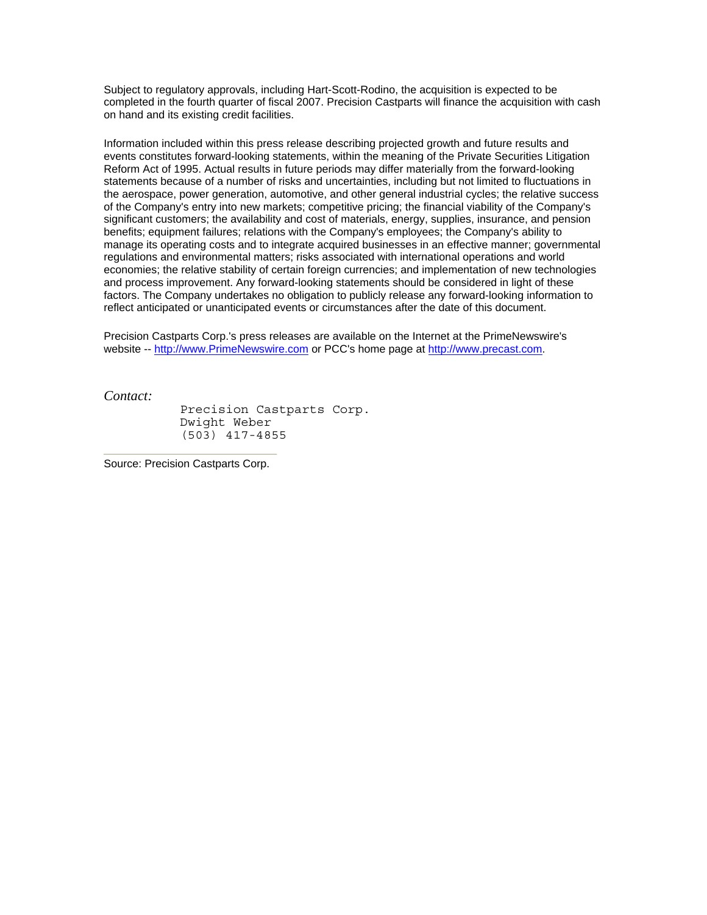Subject to regulatory approvals, including Hart-Scott-Rodino, the acquisition is expected to be completed in the fourth quarter of fiscal 2007. Precision Castparts will finance the acquisition with cash on hand and its existing credit facilities.

Information included within this press release describing projected growth and future results and events constitutes forward-looking statements, within the meaning of the Private Securities Litigation Reform Act of 1995. Actual results in future periods may differ materially from the forward-looking statements because of a number of risks and uncertainties, including but not limited to fluctuations in the aerospace, power generation, automotive, and other general industrial cycles; the relative success of the Company's entry into new markets; competitive pricing; the financial viability of the Company's significant customers; the availability and cost of materials, energy, supplies, insurance, and pension benefits; equipment failures; relations with the Company's employees; the Company's ability to manage its operating costs and to integrate acquired businesses in an effective manner; governmental regulations and environmental matters; risks associated with international operations and world economies; the relative stability of certain foreign currencies; and implementation of new technologies and process improvement. Any forward-looking statements should be considered in light of these factors. The Company undertakes no obligation to publicly release any forward-looking information to reflect anticipated or unanticipated events or circumstances after the date of this document.

Precision Castparts Corp.'s press releases are available on the Internet at the PrimeNewswire's website -- http://www.PrimeNewswire.com or PCC's home page at http://www.precast.com.

*Contact:*

Precision Castparts Corp.
Dwight Weber
(503) 417-4855

---

Source: Precision Castparts Corp.